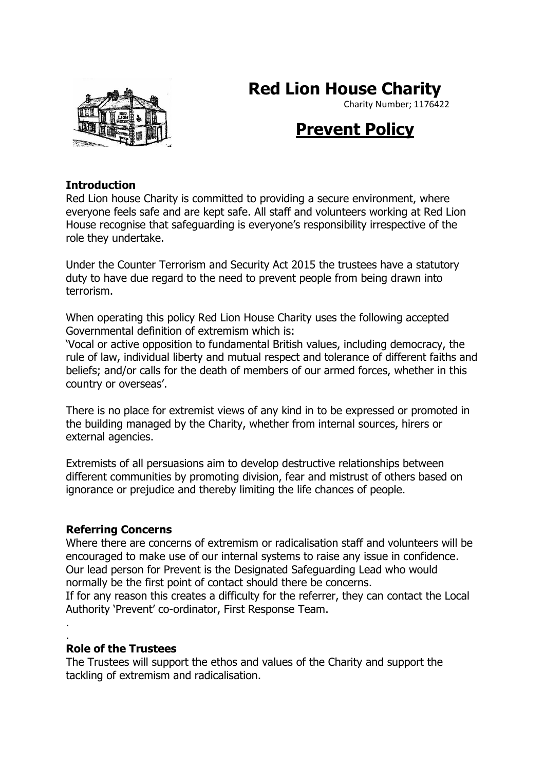# Red Lion House Charity

Charity Number; 1176422

## Prevent Policy

**Introduction**

Red Lion house Charity is committed to providing a secure environment, where everyone feels safe and are kept safe. All staff and volunteers working at Red Lion House recognise that safeguarding is everyone's responsibility irrespective of the role they undertake.

Under the Counter Terrorism and Security Act 2015 the trustees have a statutory duty to have due regard to the need to prevent people from being drawn into terrorism.

When operating this policy Red Lion House Charity uses the following accepted Governmental definition of extremism which is:
'Vocal or active opposition to fundamental British values, including democracy, the rule of law, individual liberty and mutual respect and tolerance of different faiths and beliefs; and/or calls for the death of members of our armed forces, whether in this country or overseas'.

There is no place for extremist views of any kind in to be expressed or promoted in the building managed by the Charity, whether from internal sources, hirers or external agencies.

Extremists of all persuasions aim to develop destructive relationships between different communities by promoting division, fear and mistrust of others based on ignorance or prejudice and thereby limiting the life chances of people.

**Referring Concerns**

Where there are concerns of extremism or radicalisation staff and volunteers will be encouraged to make use of our internal systems to raise any issue in confidence. Our lead person for Prevent is the Designated Safeguarding Lead who would normally be the first point of contact should there be concerns.
If for any reason this creates a difficulty for the referrer, they can contact the Local Authority 'Prevent' co-ordinator, First Response Team.

.
.

**Role of the Trustees**

The Trustees will support the ethos and values of the Charity and support the tackling of extremism and radicalisation.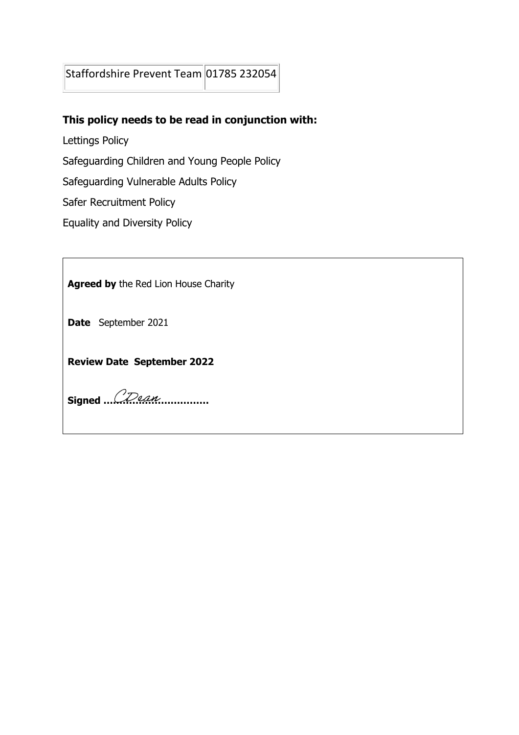| | |
|---|---|
| Staffordshire Prevent Team | 01785 232054 |

**This policy needs to be read in conjunction with:**

Lettings Policy

Safeguarding Children and Young People Policy

Safeguarding Vulnerable Adults Policy

Safer Recruitment Policy

Equality and Diversity Policy

**Agreed by** the Red Lion House Charity

**Date** September 2021

**Review Date September 2022**

**Signed** ……CDean……………